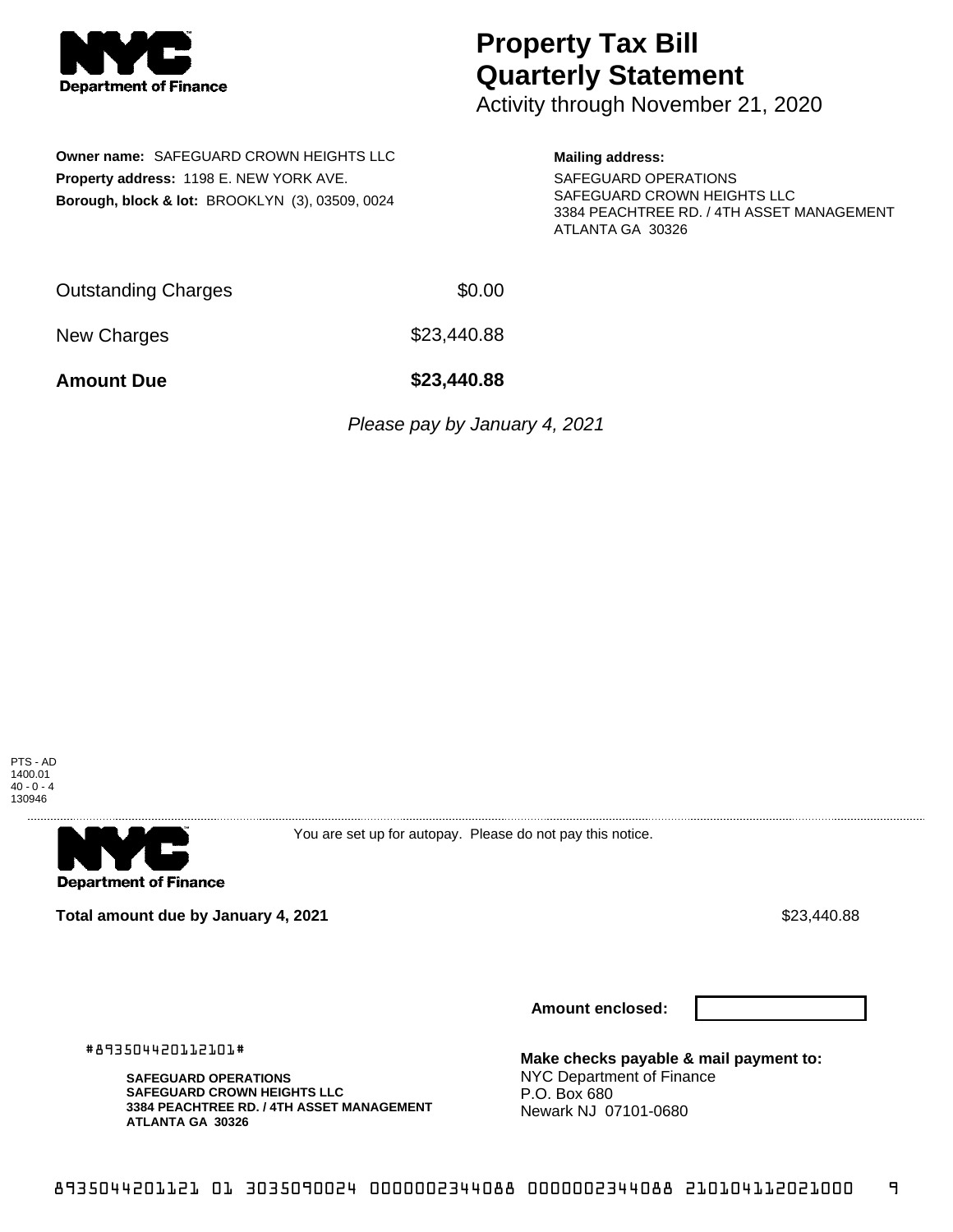**Department of Finance**

# Property Tax Bill Quarterly Statement

Activity through November 21, 2020

**Owner name:** SAFEGUARD CROWN HEIGHTS LLC
**Property address:** 1198 E. NEW YORK AVE.
**Borough, block & lot:** BROOKLYN (3), 03509, 0024

**Mailing address:**
SAFEGUARD OPERATIONS
SAFEGUARD CROWN HEIGHTS LLC
3384 PEACHTREE RD. / 4TH ASSET MANAGEMENT
ATLANTA GA 30326

| | |
|---|---|
| Outstanding Charges | $0.00 |
| New Charges | $23,440.88 |
| **Amount Due** | **$23,440.88** |

*Please pay by January 4, 2021*

PTS - AD
1400.01
40 - 0 - 4
130946

---

**Department of Finance**

You are set up for autopay. Please do not pay this notice.

**Total amount due by January 4, 2021** $23,440.88

**Amount enclosed:**

#893504420112101#

**SAFEGUARD OPERATIONS**
**SAFEGUARD CROWN HEIGHTS LLC**
**3384 PEACHTREE RD. / 4TH ASSET MANAGEMENT**
**ATLANTA GA 30326**

**Make checks payable & mail payment to:**
NYC Department of Finance
P.O. Box 680
Newark NJ 07101-0680

8935044201121 01 3035090024 0000002344088 0000002344088 210104112021000 9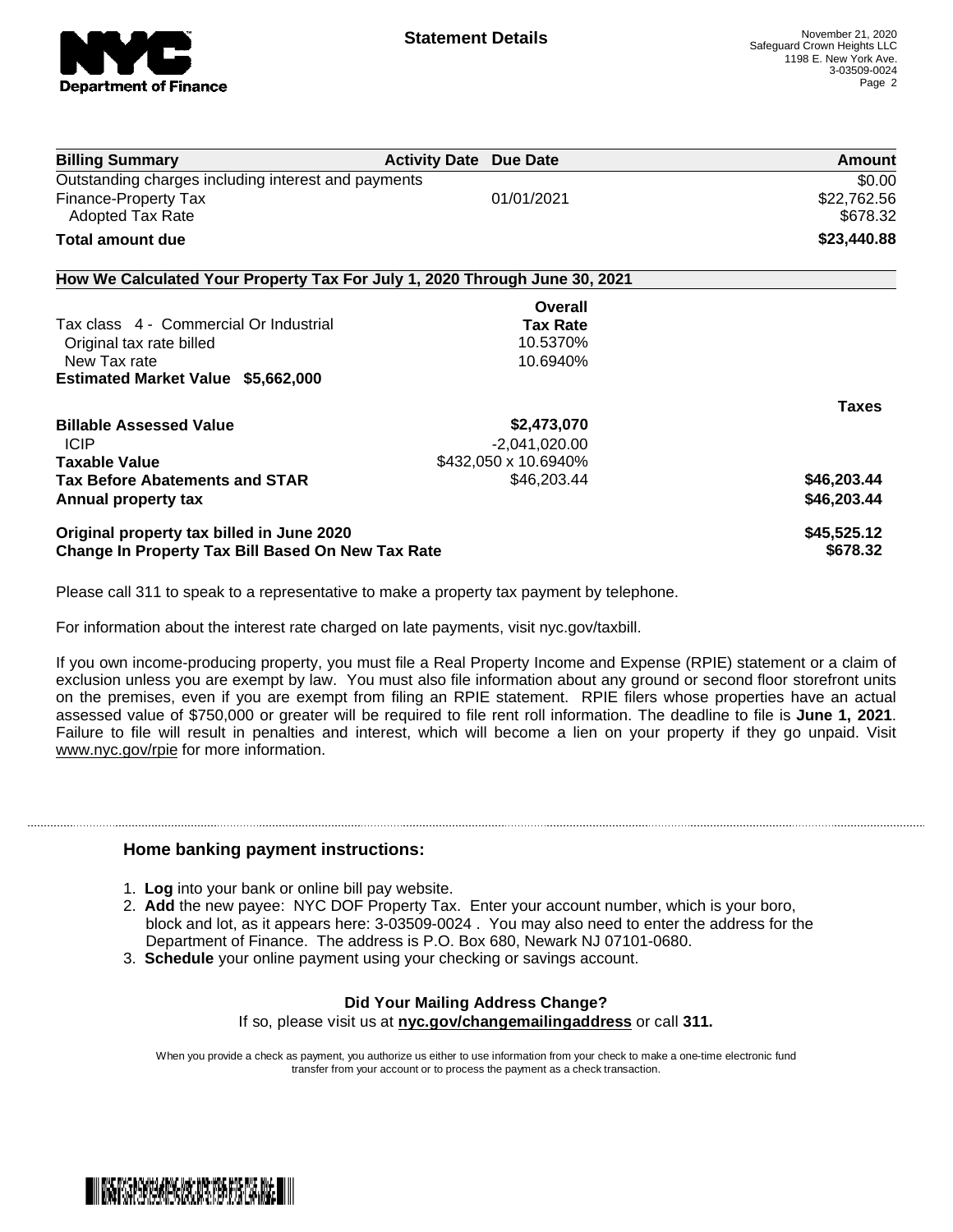**Department of Finance**

## Statement Details

November 21, 2020
Safeguard Crown Heights LLC
1198 E. New York Ave.
3-03509-0024

| Billing Summary | Activity Date | Due Date | Amount |
|---|---|---|---|
| Outstanding charges including interest and payments | | | $0.00 |
| Finance-Property Tax | | 01/01/2021 | $22,762.56 |
| Adopted Tax Rate | | | $678.32 |
| **Total amount due** | | | **$23,440.88** |

### How We Calculated Your Property Tax For July 1, 2020 Through June 30, 2021

| | Overall Tax Rate | |
|---|---|---|
| Tax class 4 - Commercial Or Industrial | | |
| Original tax rate billed | 10.5370% | |
| New Tax rate | 10.6940% | |
| **Estimated Market Value $5,662,000** | | |
| | | **Taxes** |
| **Billable Assessed Value** | **$2,473,070** | |
| ICIP | -2,041,020.00 | |
| **Taxable Value** | $432,050 x 10.6940% | |
| **Tax Before Abatements and STAR** | $46,203.44 | **$46,203.44** |
| **Annual property tax** | | **$46,203.44** |
| **Original property tax billed in June 2020** | | **$45,525.12** |
| **Change In Property Tax Bill Based On New Tax Rate** | | **$678.32** |

Please call 311 to speak to a representative to make a property tax payment by telephone.

For information about the interest rate charged on late payments, visit nyc.gov/taxbill.

If you own income-producing property, you must file a Real Property Income and Expense (RPIE) statement or a claim of exclusion unless you are exempt by law. You must also file information about any ground or second floor storefront units on the premises, even if you are exempt from filing an RPIE statement. RPIE filers whose properties have an actual assessed value of $750,000 or greater will be required to file rent roll information. The deadline to file is **June 1, 2021**. Failure to file will result in penalties and interest, which will become a lien on your property if they go unpaid. Visit www.nyc.gov/rpie for more information.

### Home banking payment instructions:

1. **Log** into your bank or online bill pay website.
2. **Add** the new payee: NYC DOF Property Tax. Enter your account number, which is your boro, block and lot, as it appears here: 3-03509-0024 . You may also need to enter the address for the Department of Finance. The address is P.O. Box 680, Newark NJ 07101-0680.
3. **Schedule** your online payment using your checking or savings account.

**Did Your Mailing Address Change?**
If so, please visit us at **nyc.gov/changemailingaddress** or call **311.**

When you provide a check as payment, you authorize us either to use information from your check to make a one-time electronic fund transfer from your account or to process the payment as a check transaction.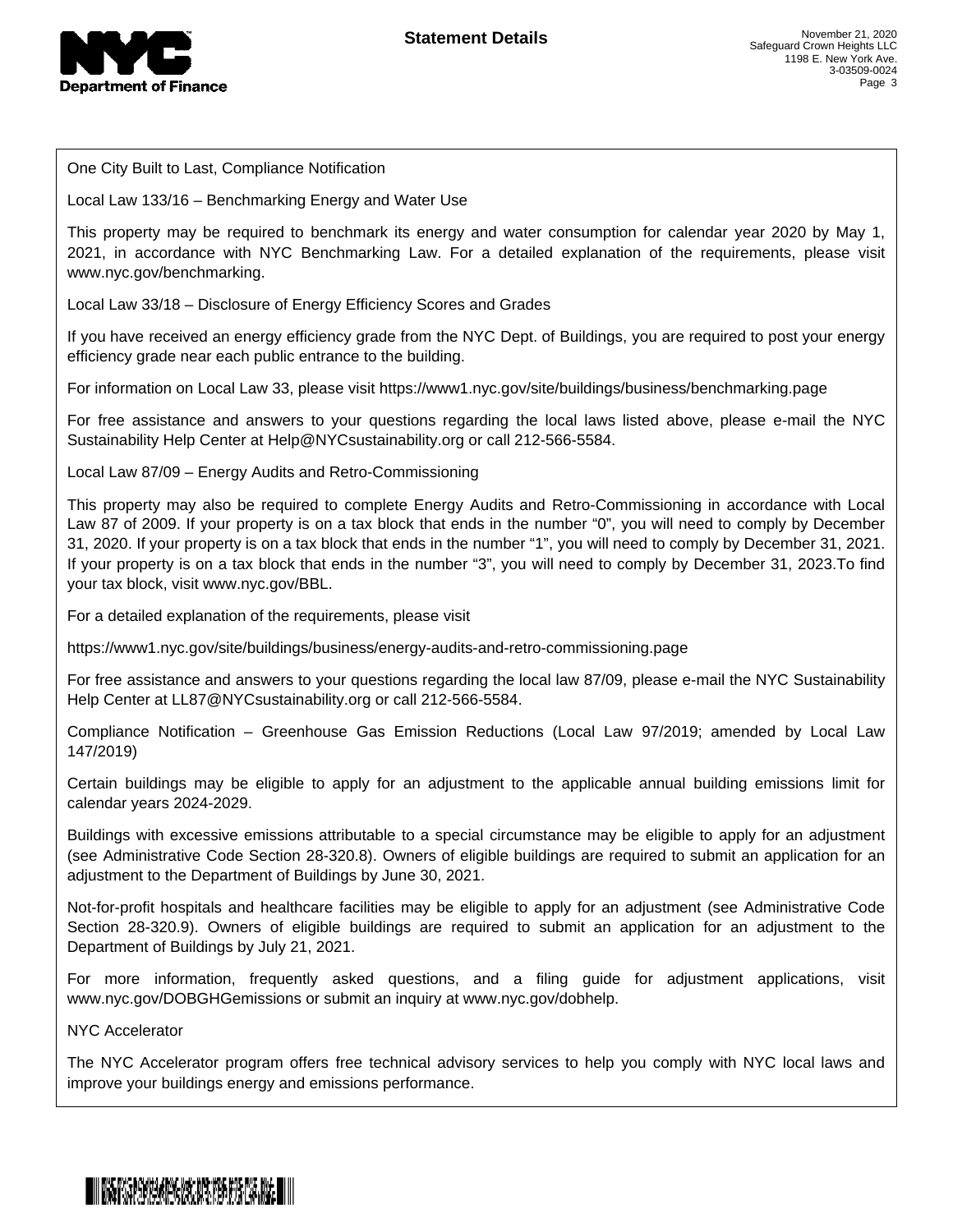One City Built to Last, Compliance Notification

Local Law 133/16 – Benchmarking Energy and Water Use

This property may be required to benchmark its energy and water consumption for calendar year 2020 by May 1, 2021, in accordance with NYC Benchmarking Law. For a detailed explanation of the requirements, please visit www.nyc.gov/benchmarking.

Local Law 33/18 – Disclosure of Energy Efficiency Scores and Grades

If you have received an energy efficiency grade from the NYC Dept. of Buildings, you are required to post your energy efficiency grade near each public entrance to the building.

For information on Local Law 33, please visit https://www1.nyc.gov/site/buildings/business/benchmarking.page

For free assistance and answers to your questions regarding the local laws listed above, please e-mail the NYC Sustainability Help Center at Help@NYCsustainability.org or call 212-566-5584.

Local Law 87/09 – Energy Audits and Retro-Commissioning

This property may also be required to complete Energy Audits and Retro-Commissioning in accordance with Local Law 87 of 2009. If your property is on a tax block that ends in the number "0", you will need to comply by December 31, 2020. If your property is on a tax block that ends in the number "1", you will need to comply by December 31, 2021. If your property is on a tax block that ends in the number "3", you will need to comply by December 31, 2023.To find your tax block, visit www.nyc.gov/BBL.

For a detailed explanation of the requirements, please visit

https://www1.nyc.gov/site/buildings/business/energy-audits-and-retro-commissioning.page

For free assistance and answers to your questions regarding the local law 87/09, please e-mail the NYC Sustainability Help Center at LL87@NYCsustainability.org or call 212-566-5584.

Compliance Notification – Greenhouse Gas Emission Reductions (Local Law 97/2019; amended by Local Law 147/2019)

Certain buildings may be eligible to apply for an adjustment to the applicable annual building emissions limit for calendar years 2024-2029.

Buildings with excessive emissions attributable to a special circumstance may be eligible to apply for an adjustment (see Administrative Code Section 28-320.8). Owners of eligible buildings are required to submit an application for an adjustment to the Department of Buildings by June 30, 2021.

Not-for-profit hospitals and healthcare facilities may be eligible to apply for an adjustment (see Administrative Code Section 28-320.9). Owners of eligible buildings are required to submit an application for an adjustment to the Department of Buildings by July 21, 2021.

For more information, frequently asked questions, and a filing guide for adjustment applications, visit www.nyc.gov/DOBGHGemissions or submit an inquiry at www.nyc.gov/dobhelp.

NYC Accelerator

The NYC Accelerator program offers free technical advisory services to help you comply with NYC local laws and improve your buildings energy and emissions performance.